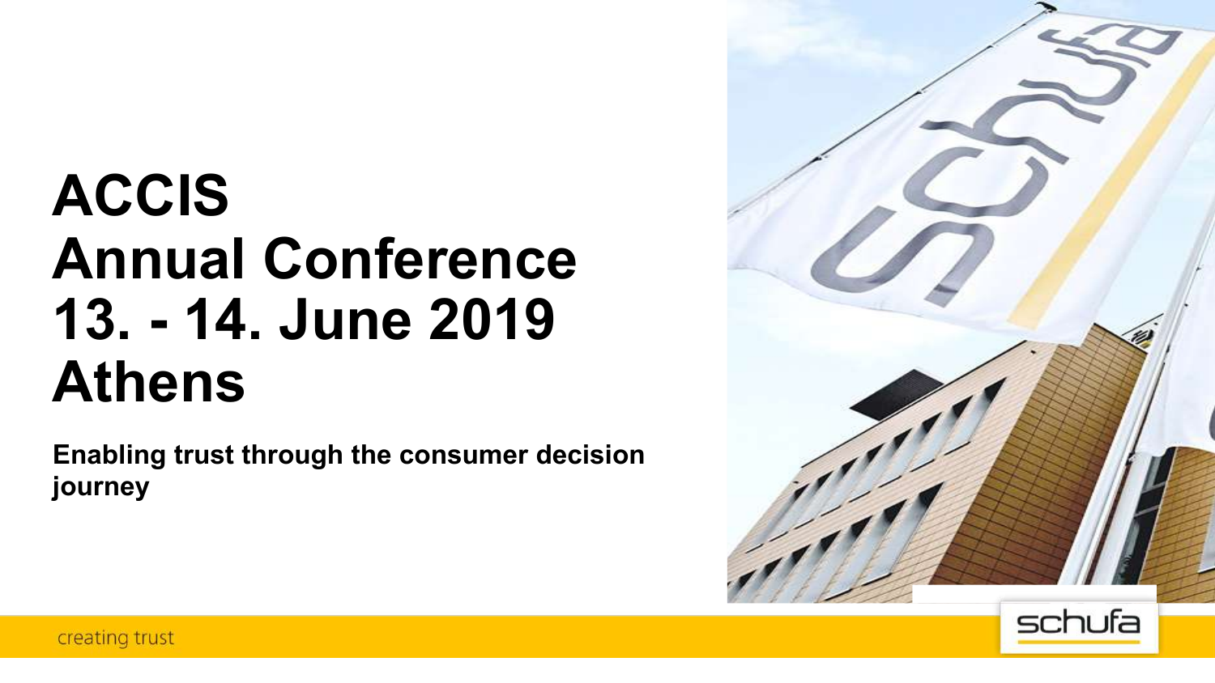# ACCIS Annual Conference 13. - 14. June 2019 Athens

**Enabling trust through the consumer decision journey**

creating trust

schufa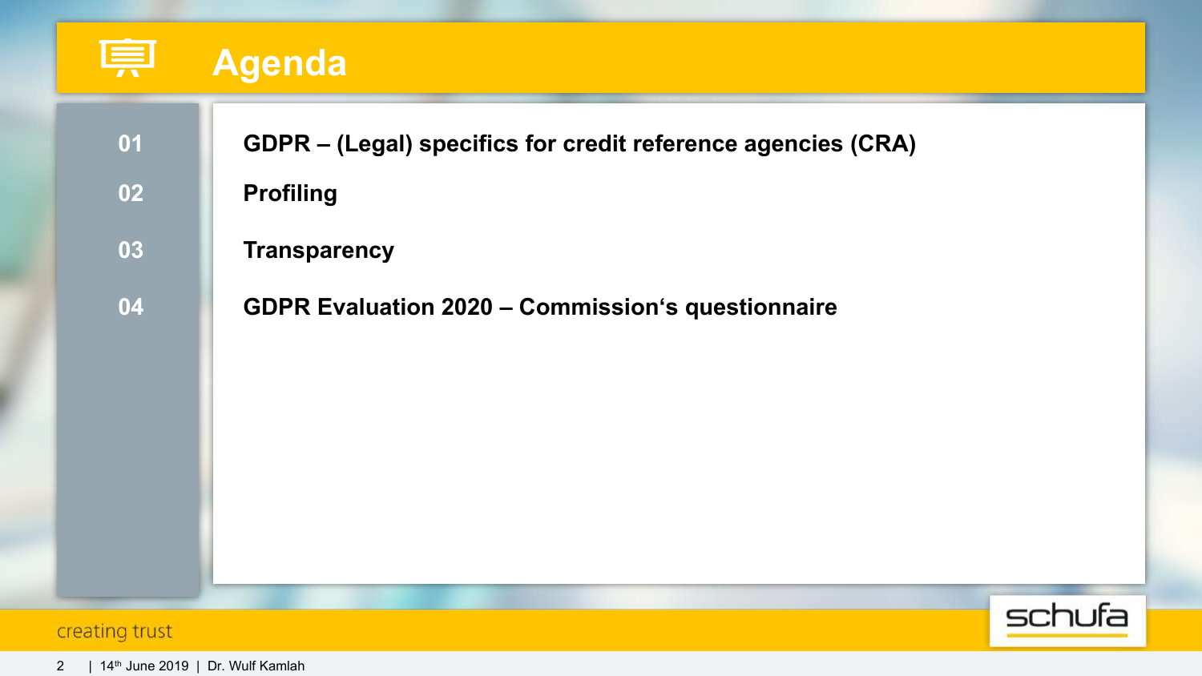# Agenda

| | |
|---|---|
| **01** | **GDPR – (Legal) specifics for credit reference agencies (CRA)** |
| **02** | **Profiling** |
| **03** | **Transparency** |
| **04** | **GDPR Evaluation 2020 – Commission's questionnaire** |

creating trust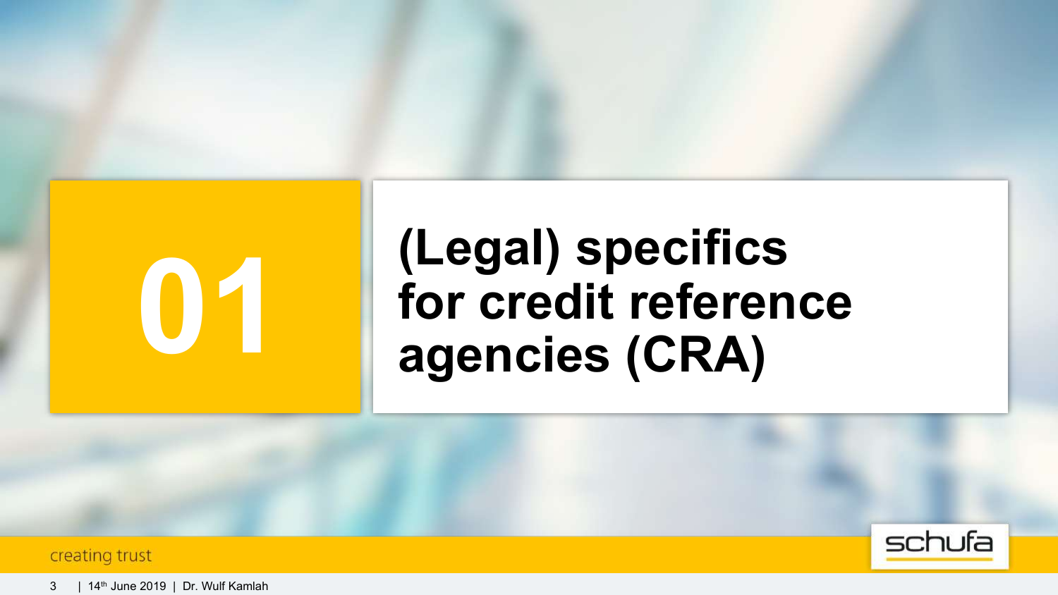# 01 (Legal) specifics for credit reference agencies (CRA)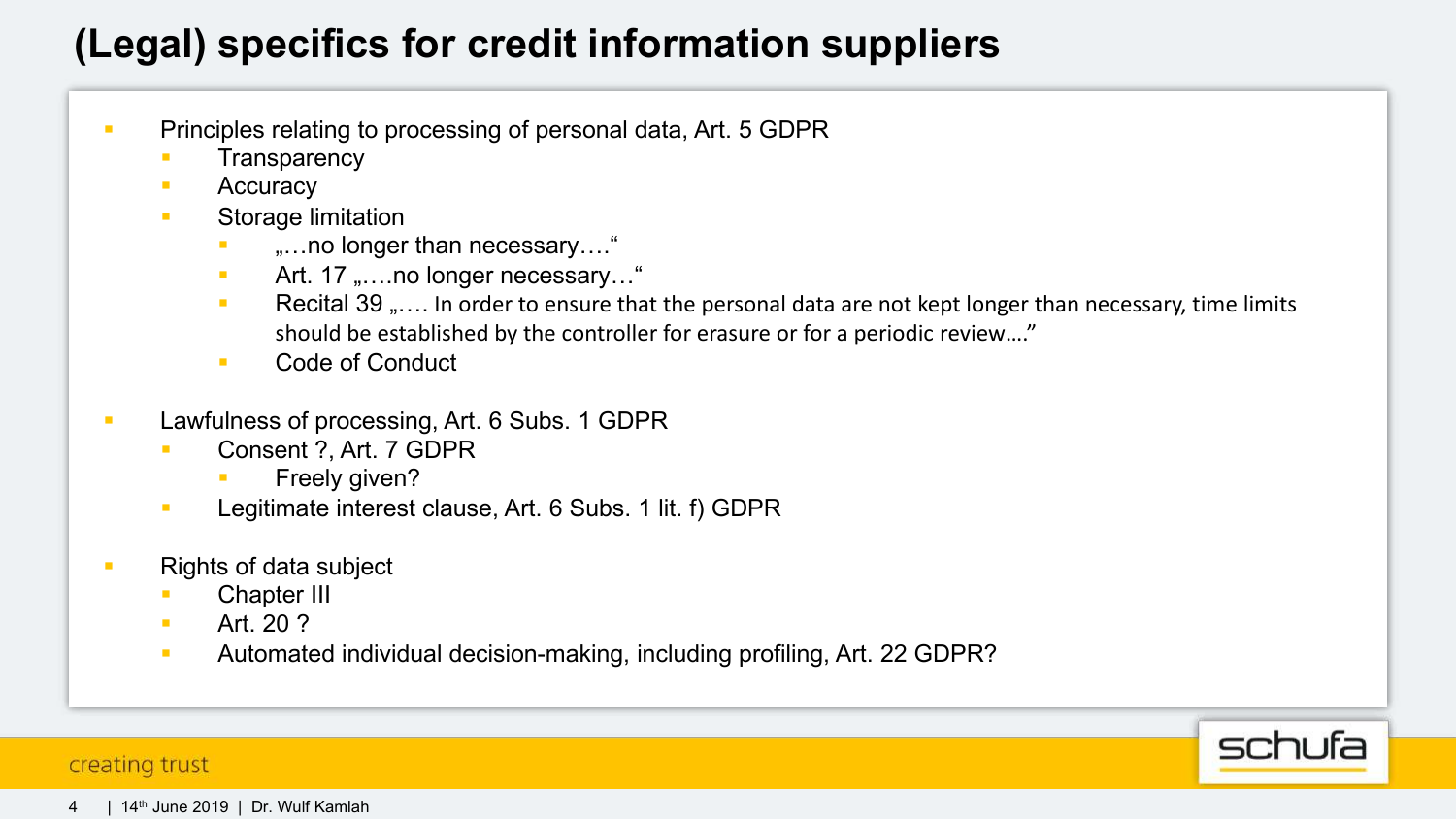# (Legal) specifics for credit information suppliers

- Principles relating to processing of personal data, Art. 5 GDPR
  - Transparency
  - Accuracy
  - Storage limitation
    - „…no longer than necessary….“
    - Art. 17 „….no longer necessary…“
    - Recital 39 „…. In order to ensure that the personal data are not kept longer than necessary, time limits should be established by the controller for erasure or for a periodic review….”
    - Code of Conduct

- Lawfulness of processing, Art. 6 Subs. 1 GDPR
  - Consent ?, Art. 7 GDPR
    - Freely given?
  - Legitimate interest clause, Art. 6 Subs. 1 lit. f) GDPR

- Rights of data subject
  - Chapter III
  - Art. 20 ?
  - Automated individual decision-making, including profiling, Art. 22 GDPR?

creating trust

schufa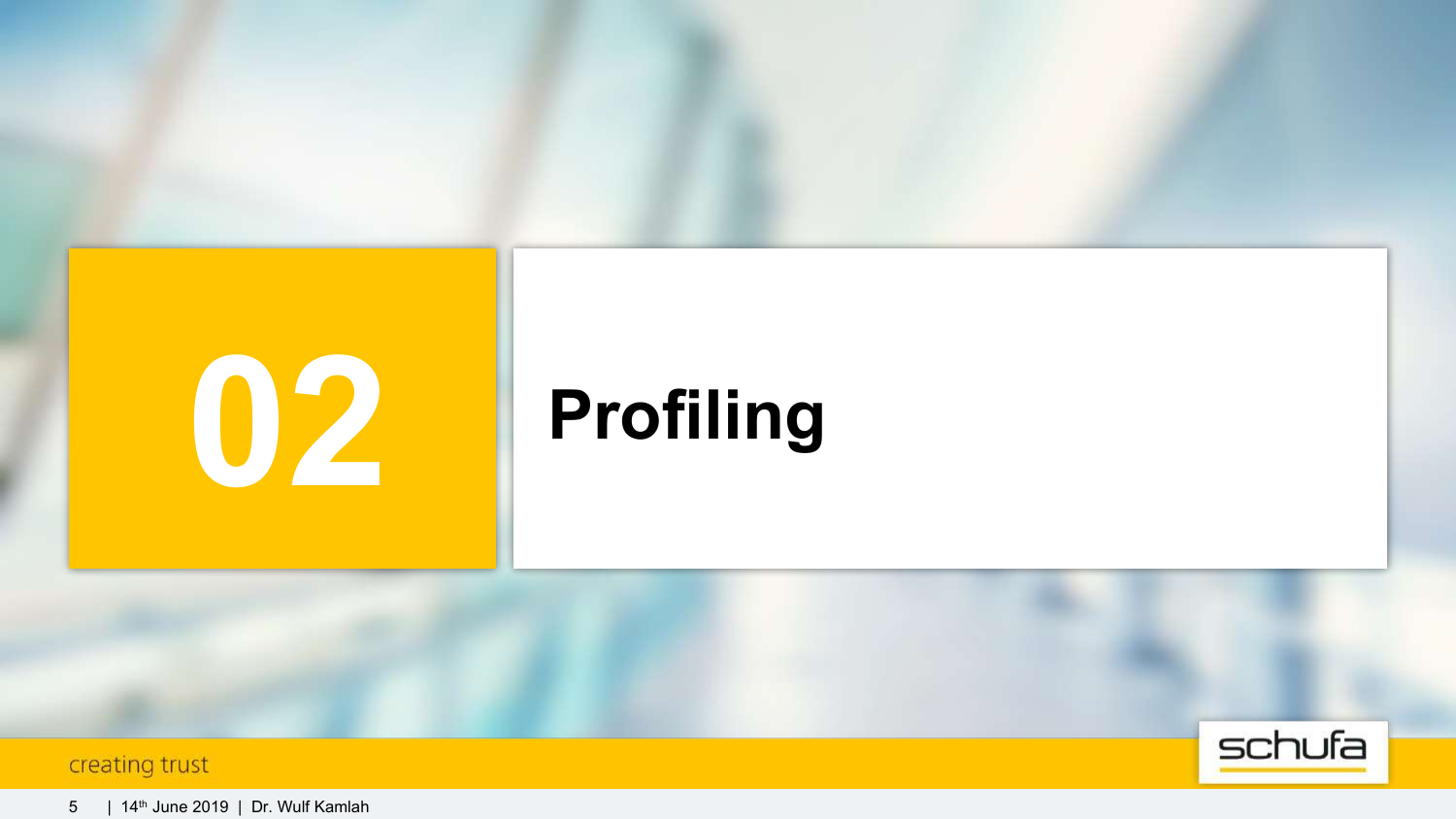# 02 Profiling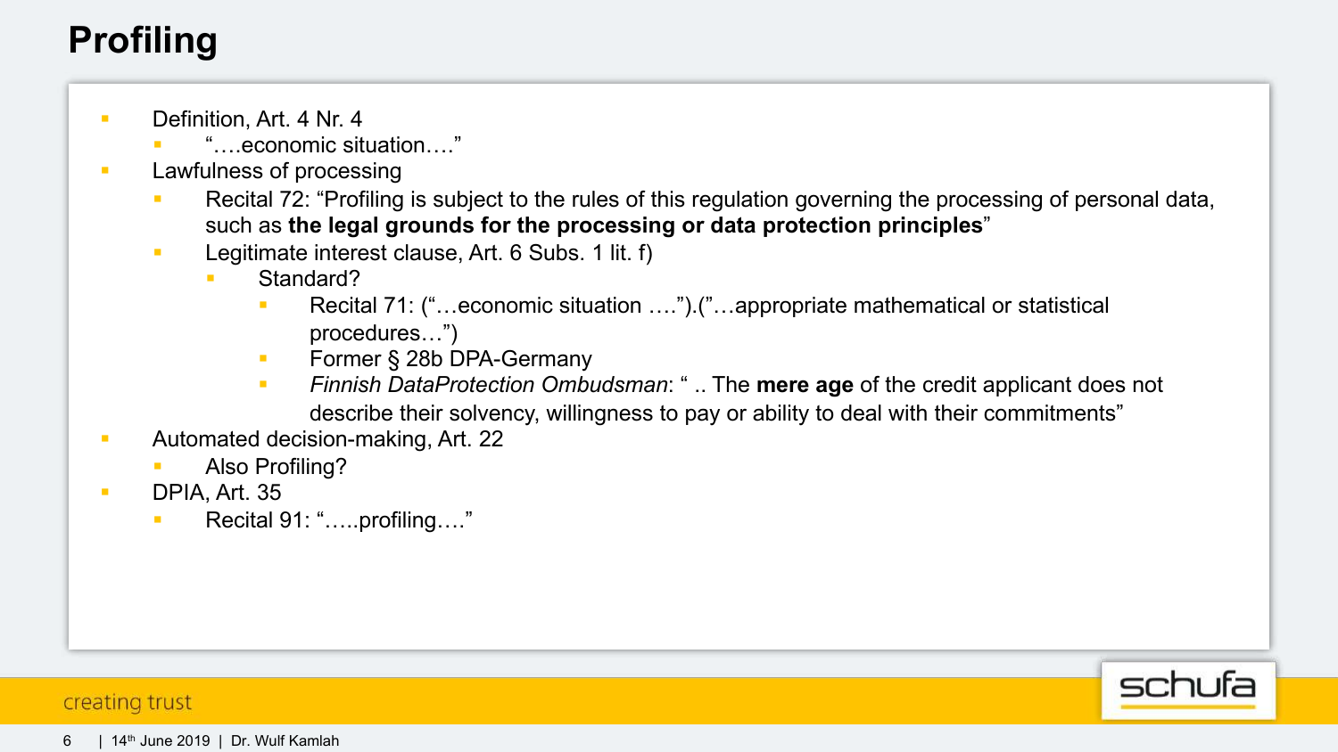# Profiling

- Definition, Art. 4 Nr. 4
  - "….economic situation…."
- Lawfulness of processing
  - Recital 72: "Profiling is subject to the rules of this regulation governing the processing of personal data, such as **the legal grounds for the processing or data protection principles**"
  - Legitimate interest clause, Art. 6 Subs. 1 lit. f)
    - Standard?
      - Recital 71: ("…economic situation ….").("…appropriate mathematical or statistical procedures…")
      - Former § 28b DPA-Germany
      - *Finnish DataProtection Ombudsman*: " .. The **mere age** of the credit applicant does not describe their solvency, willingness to pay or ability to deal with their commitments"
- Automated decision-making, Art. 22
  - Also Profiling?
- DPIA, Art. 35
  - Recital 91: "…..profiling…."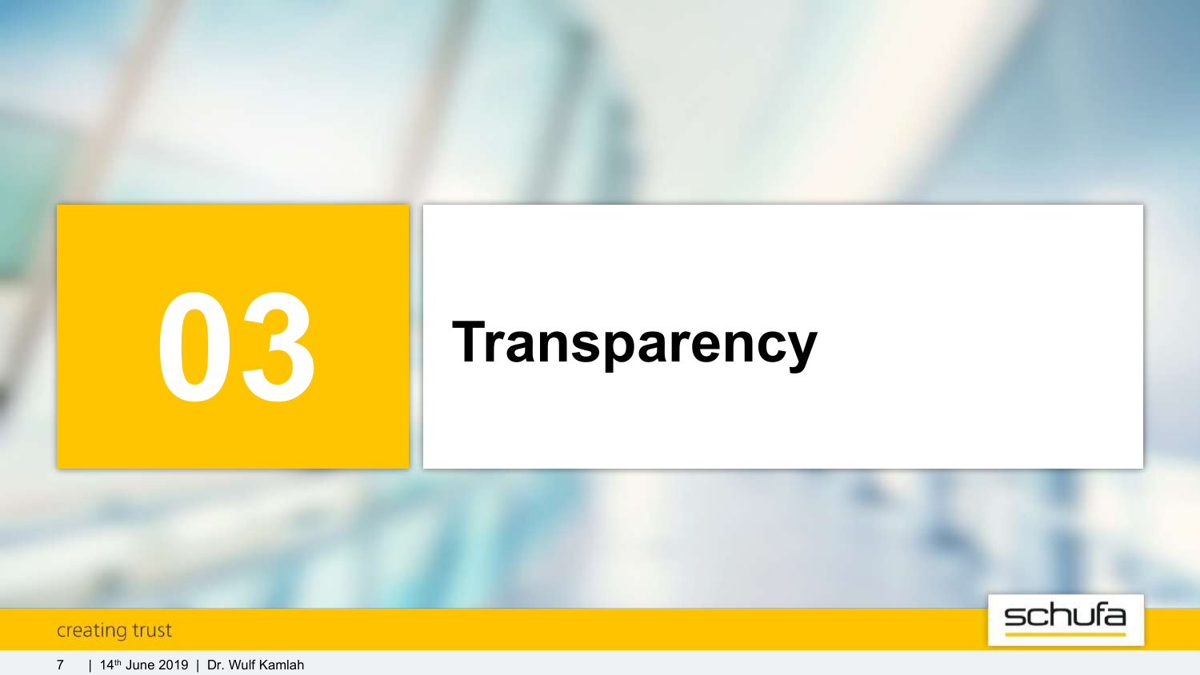# 03 Transparency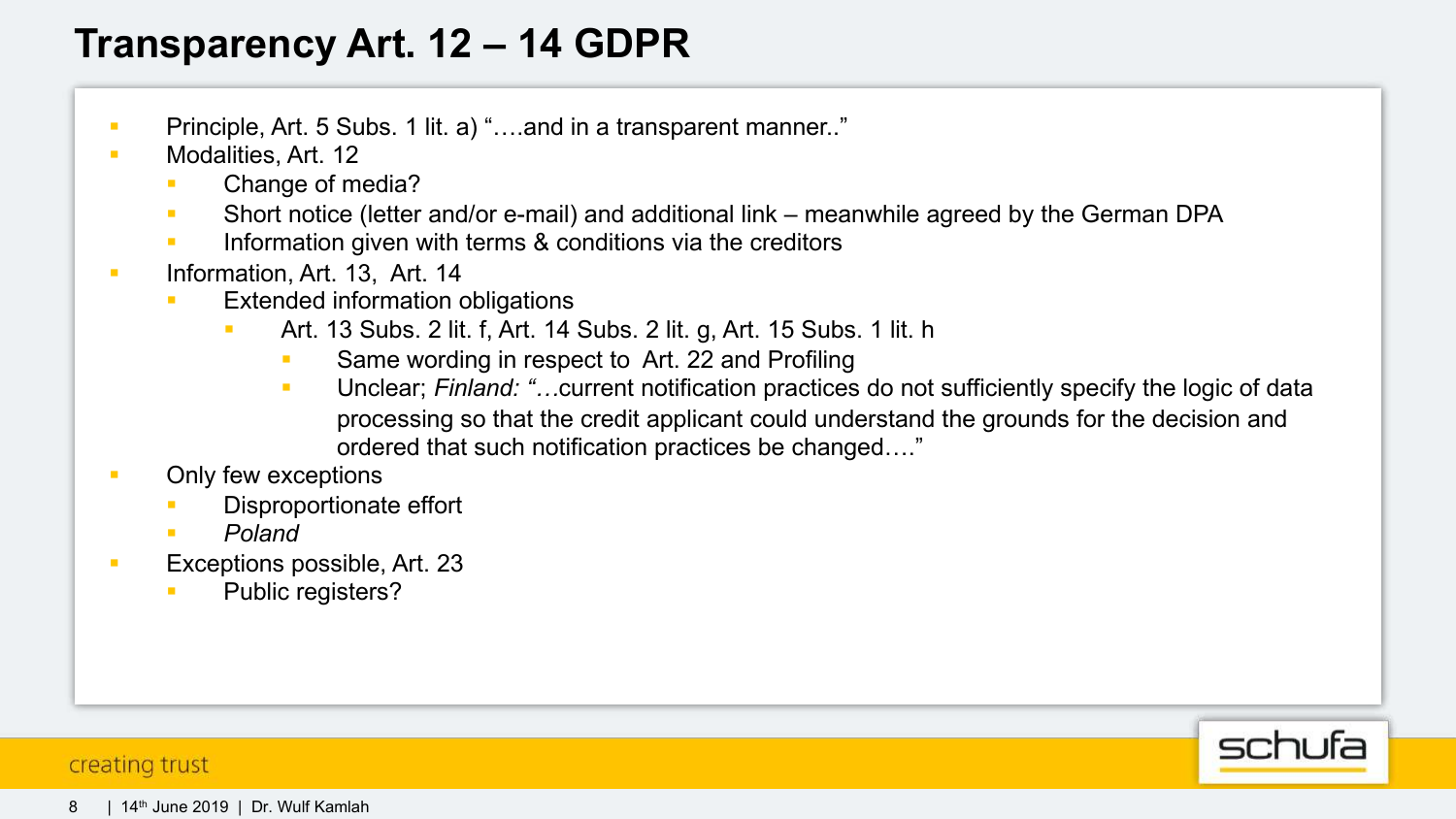# Transparency Art. 12 – 14 GDPR

- Principle, Art. 5 Subs. 1 lit. a) "….and in a transparent manner.."
- Modalities, Art. 12
  - Change of media?
  - Short notice (letter and/or e-mail) and additional link – meanwhile agreed by the German DPA
  - Information given with terms & conditions via the creditors
- Information, Art. 13, Art. 14
  - Extended information obligations
    - Art. 13 Subs. 2 lit. f, Art. 14 Subs. 2 lit. g, Art. 15 Subs. 1 lit. h
      - Same wording in respect to Art. 22 and Profiling
      - Unclear; *Finland: "…*current notification practices do not sufficiently specify the logic of data processing so that the credit applicant could understand the grounds for the decision and ordered that such notification practices be changed…."
- Only few exceptions
  - Disproportionate effort
  - *Poland*
- Exceptions possible, Art. 23
  - Public registers?

creating trust

| 14[th] June 2019 | Dr. Wulf Kamlah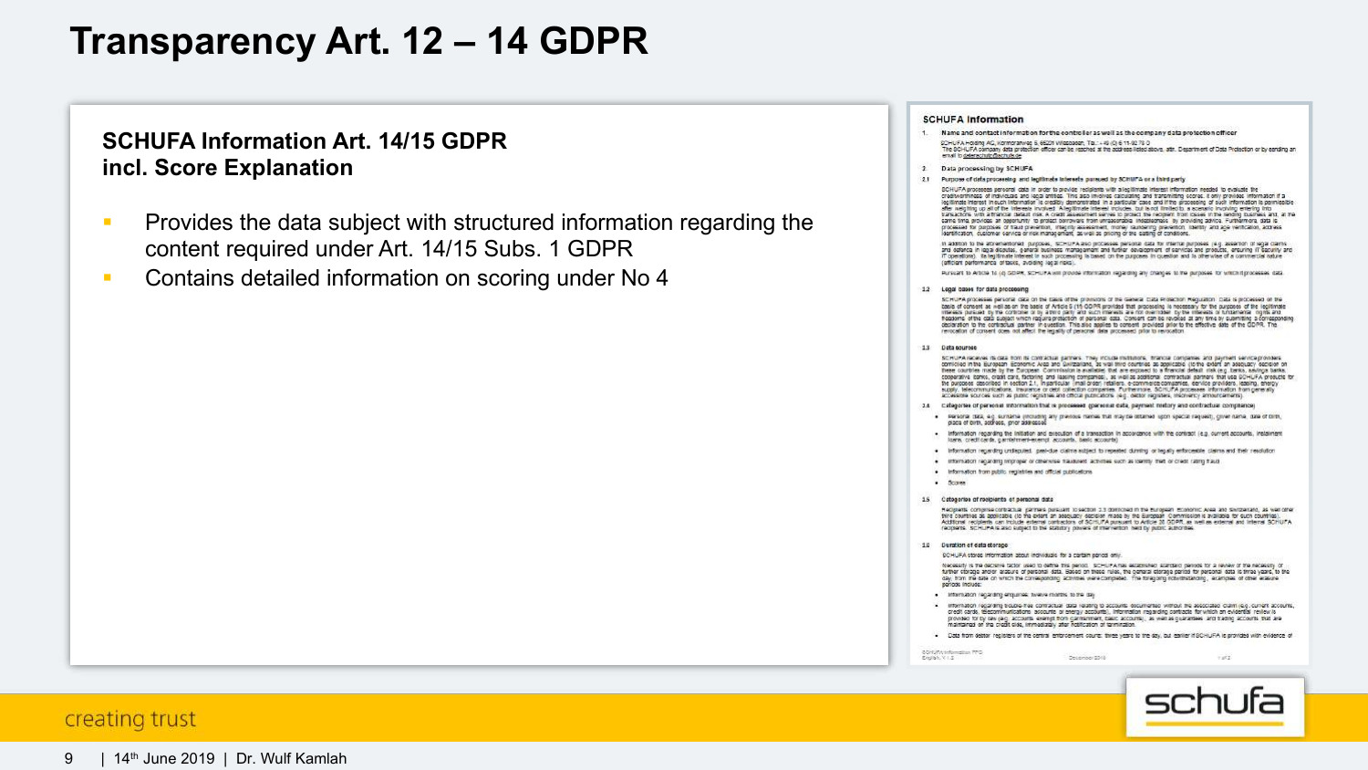# Transparency Art. 12 – 14 GDPR

**SCHUFA Information Art. 14/15 GDPR incl. Score Explanation**

- Provides the data subject with structured information regarding the content required under Art. 14/15 Subs. 1 GDPR
- Contains detailed information on scoring under No 4

creating trust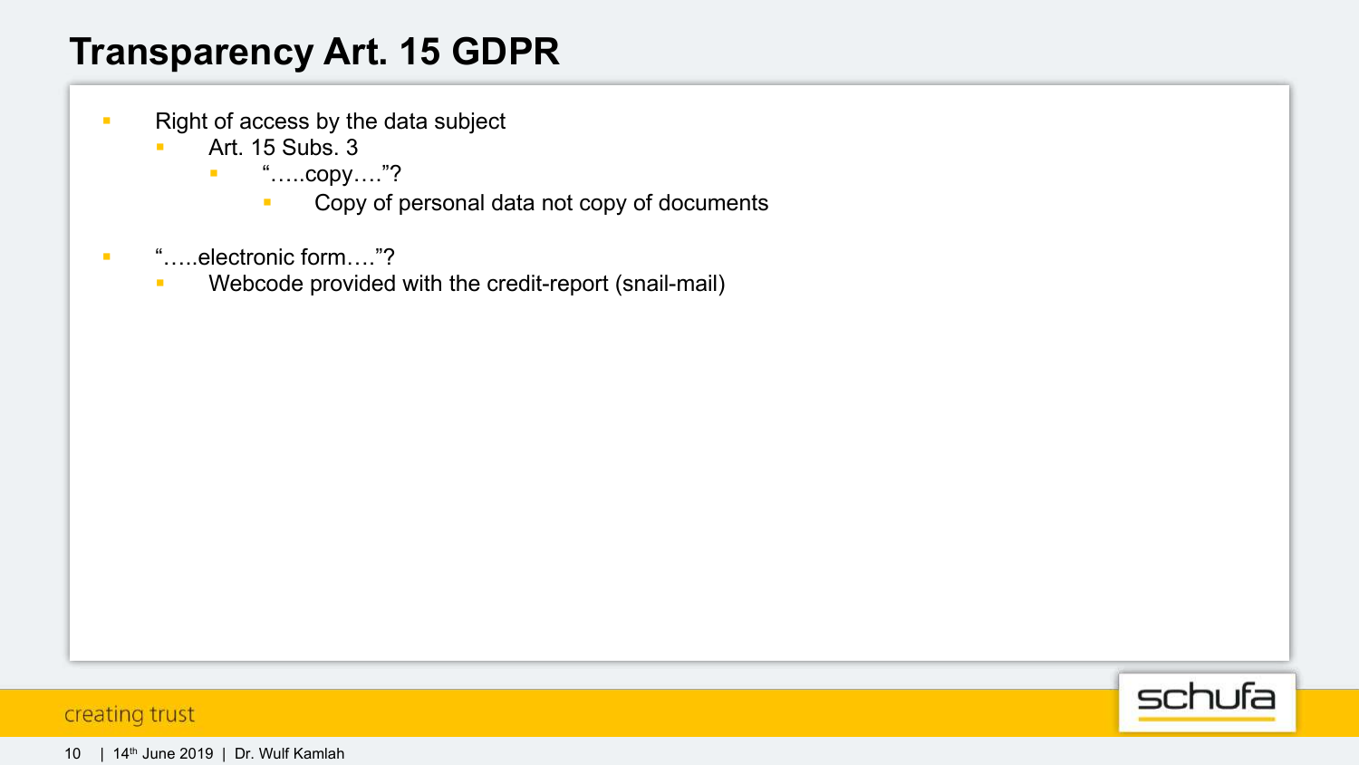# Transparency Art. 15 GDPR

- Right of access by the data subject
  - Art. 15 Subs. 3
    - "…..copy…."?
      - Copy of personal data not copy of documents
- "…..electronic form…."?
  - Webcode provided with the credit-report (snail-mail)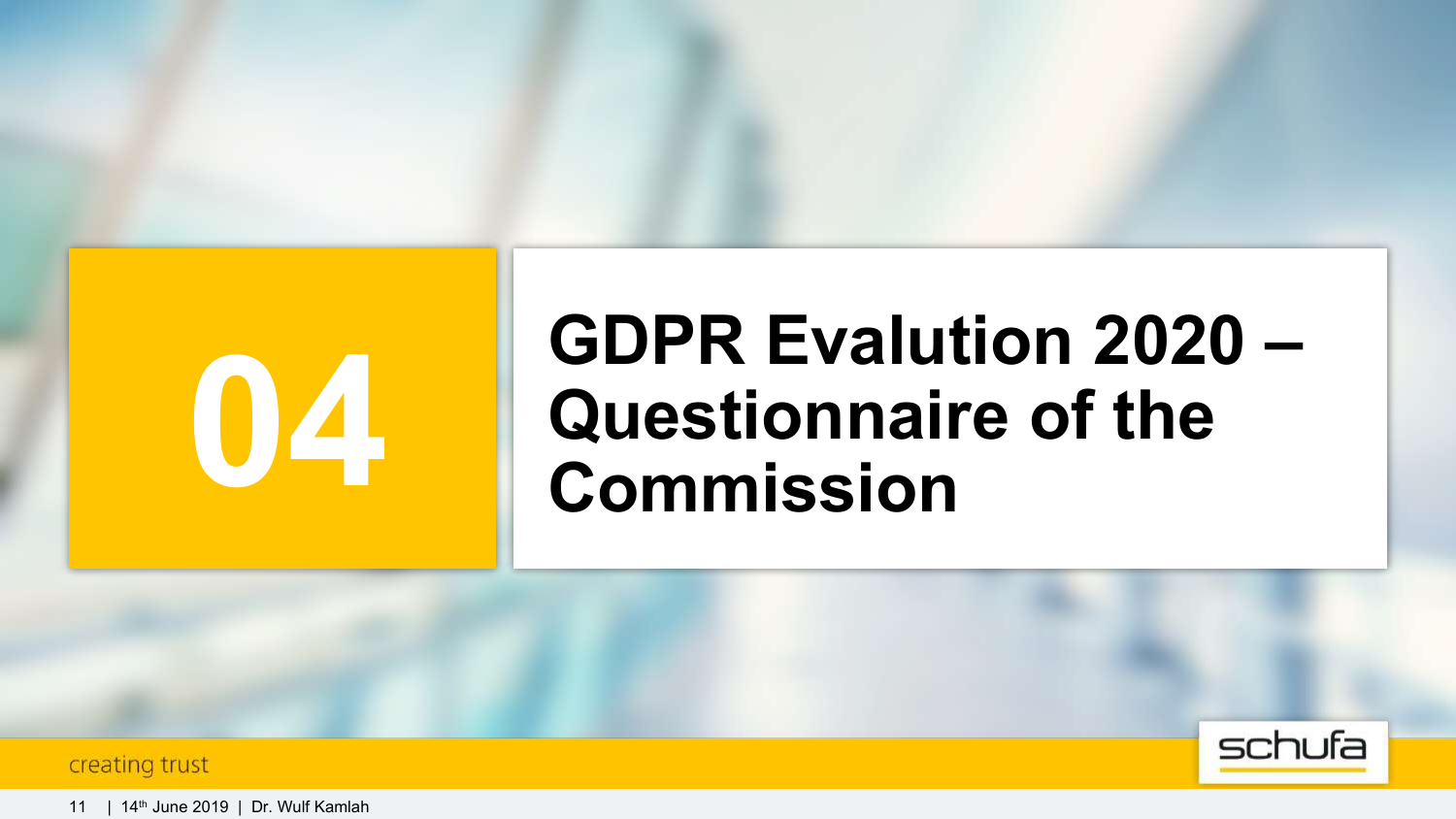# 04 GDPR Evalution 2020 – Questionnaire of the Commission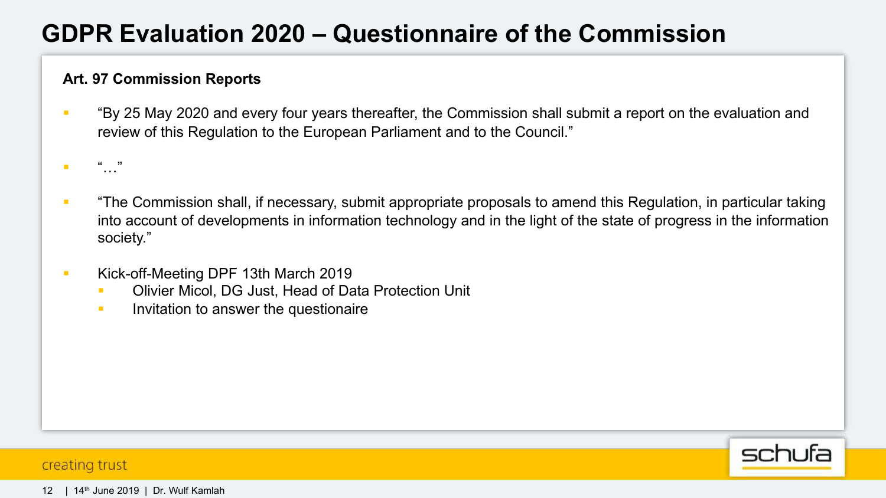# GDPR Evaluation 2020 – Questionnaire of the Commission

**Art. 97 Commission Reports**

- "By 25 May 2020 and every four years thereafter, the Commission shall submit a report on the evaluation and review of this Regulation to the European Parliament and to the Council."
- "…"
- "The Commission shall, if necessary, submit appropriate proposals to amend this Regulation, in particular taking into account of developments in information technology and in the light of the state of progress in the information society."
- Kick-off-Meeting DPF 13th March 2019
  - Olivier Micol, DG Just, Head of Data Protection Unit
  - Invitation to answer the questionaire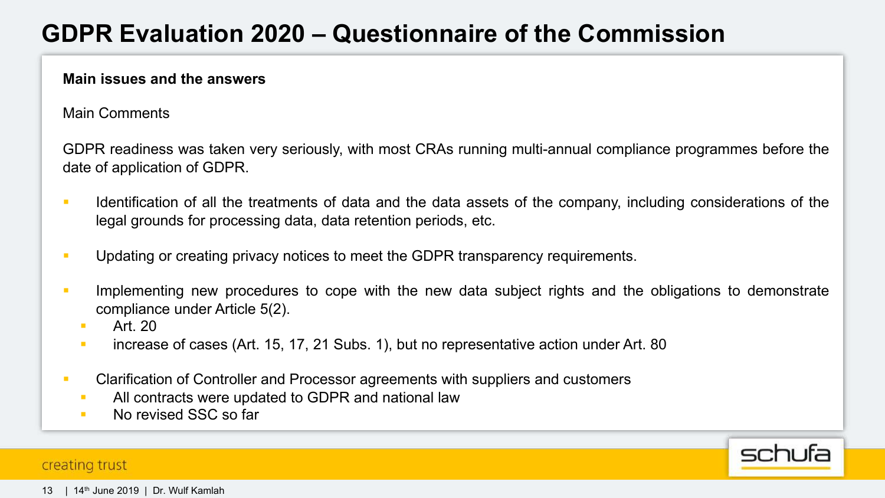# GDPR Evaluation 2020 – Questionnaire of the Commission

**Main issues and the answers**

Main Comments

GDPR readiness was taken very seriously, with most CRAs running multi-annual compliance programmes before the date of application of GDPR.

- Identification of all the treatments of data and the data assets of the company, including considerations of the legal grounds for processing data, data retention periods, etc.
- Updating or creating privacy notices to meet the GDPR transparency requirements.
- Implementing new procedures to cope with the new data subject rights and the obligations to demonstrate compliance under Article 5(2).
  - Art. 20
  - increase of cases (Art. 15, 17, 21 Subs. 1), but no representative action under Art. 80
- Clarification of Controller and Processor agreements with suppliers and customers
  - All contracts were updated to GDPR and national law
  - No revised SSC so far

creating trust

schufa

| 14th June 2019 | Dr. Wulf Kamlah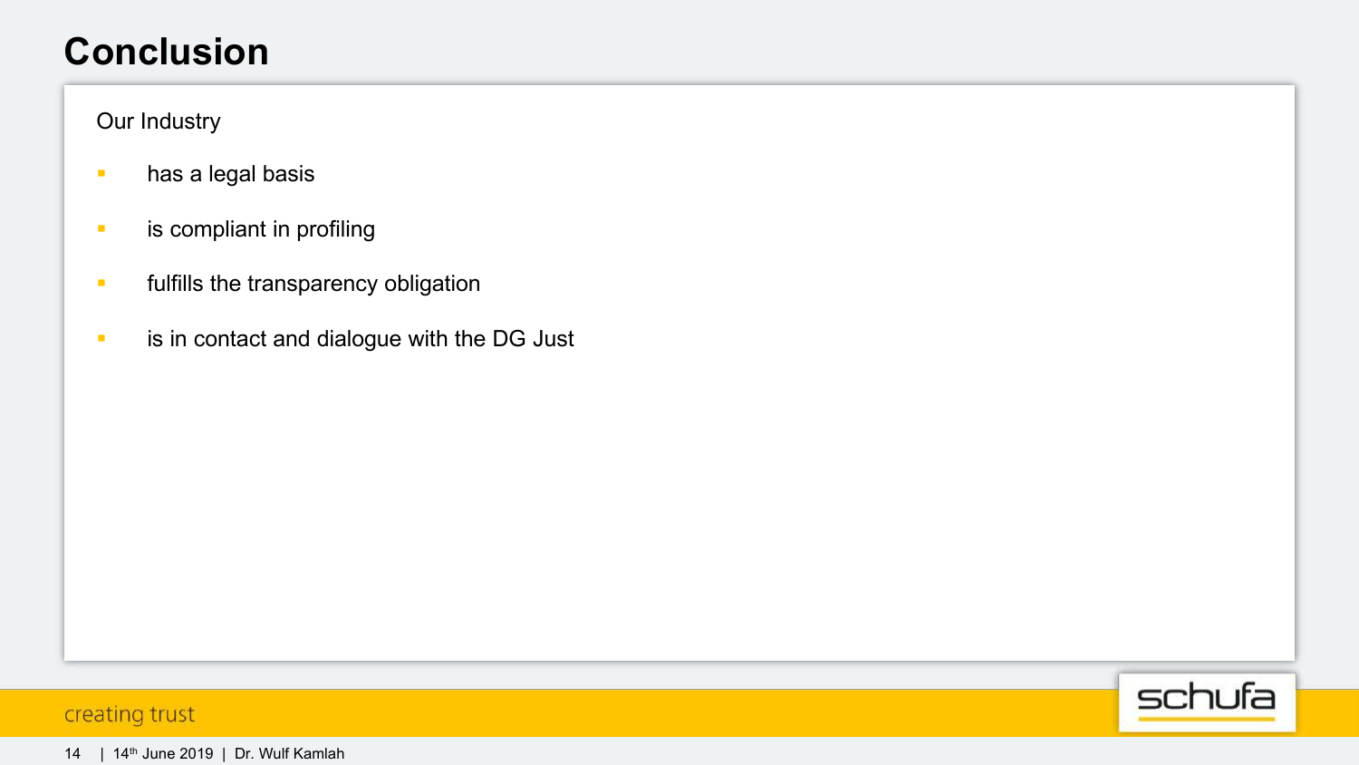# Conclusion

Our Industry

- has a legal basis
- is compliant in profiling
- fulfills the transparency obligation
- is in contact and dialogue with the DG Just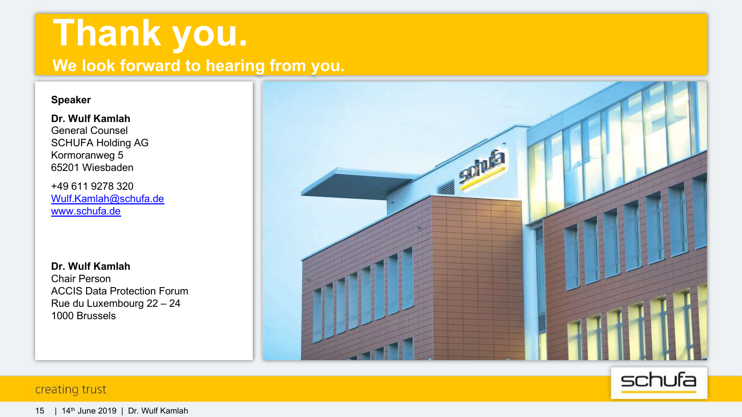# Thank you.

## We look forward to hearing from you.

**Speaker**

**Dr. Wulf Kamlah**
General Counsel
SCHUFA Holding AG
Kormoranweg 5
65201 Wiesbaden

+49 611 9278 320
Wulf.Kamlah@schufa.de
www.schufa.de

**Dr. Wulf Kamlah**
Chair Person
ACCIS Data Protection Forum
Rue du Luxembourg 22 – 24
1000 Brussels

creating trust